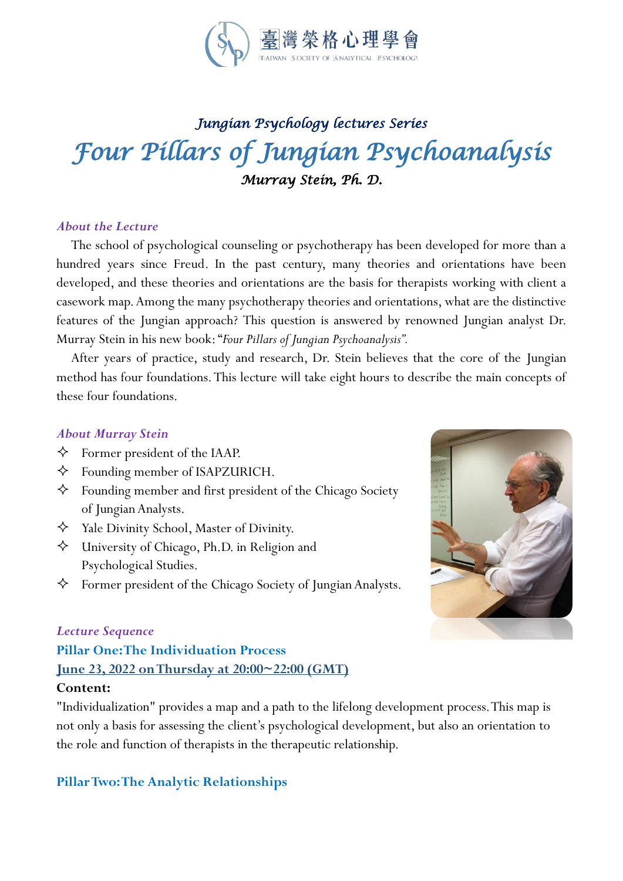臺灣榮格心理學會

TAIWAN SOCIETY OF ANALYTICAL PSYCHOLOGY

### *Jungian Psychology lectures Series*

# *Four Pillars of Jungian Psychoanalysis*

### *Murray Stein, Ph. D.*

## *About the Lecture*

The school of psychological counseling or psychotherapy has been developed for more than a hundred years since Freud. In the past century, many theories and orientations have been developed, and these theories and orientations are the basis for therapists working with client a casework map. Among the many psychotherapy theories and orientations, what are the distinctive features of the Jungian approach? This question is answered by renowned Jungian analyst Dr. Murray Stein in his new book: "*Four Pillars of Jungian Psychoanalysis*".

After years of practice, study and research, Dr. Stein believes that the core of the Jungian method has four foundations. This lecture will take eight hours to describe the main concepts of these four foundations.

## *About Murray Stein*

- Former president of the IAAP.
- Founding member of ISAPZURICH.
- Founding member and first president of the Chicago Society of Jungian Analysts.
- Yale Divinity School, Master of Divinity.
- University of Chicago, Ph.D. in Religion and Psychological Studies.
- Former president of the Chicago Society of Jungian Analysts.

## *Lecture Sequence*

### **Pillar One:The Individuation Process**

**June 23, 2022 on Thursday at 20:00~22:00 (GMT)**

**Content:**

"Individualization" provides a map and a path to the lifelong development process. This map is not only a basis for assessing the client's psychological development, but also an orientation to the role and function of therapists in the therapeutic relationship.

### **Pillar Two:The Analytic Relationships**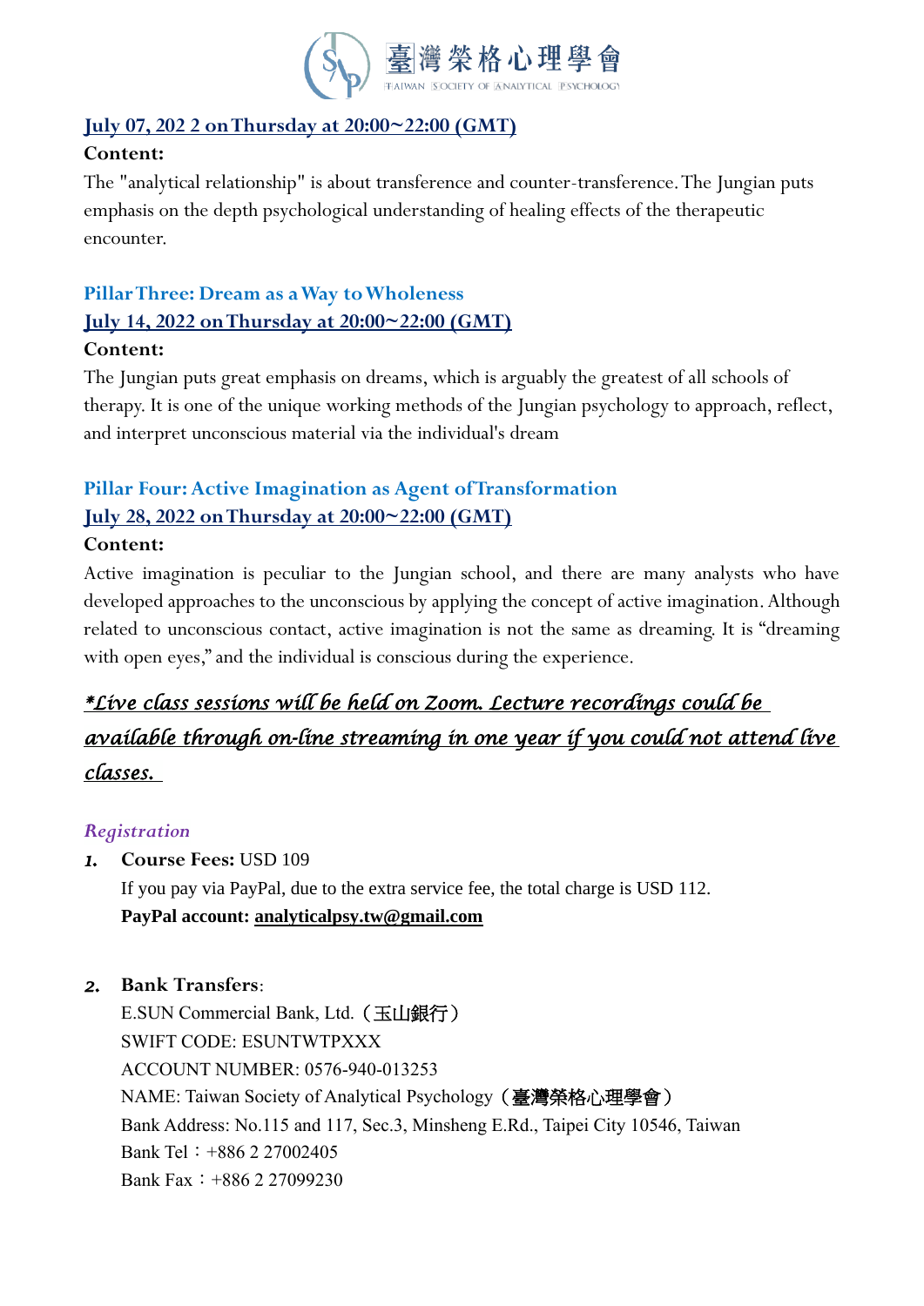**July 07, 202 2 on Thursday at 20:00~22:00 (GMT)**

**Content:**

The "analytical relationship" is about transference and counter-transference. The Jungian puts emphasis on the depth psychological understanding of healing effects of the therapeutic encounter.

### Pillar Three: Dream as a Way to Wholeness

**July 14, 2022 on Thursday at 20:00~22:00 (GMT)**

**Content:**

The Jungian puts great emphasis on dreams, which is arguably the greatest of all schools of therapy. It is one of the unique working methods of the Jungian psychology to approach, reflect, and interpret unconscious material via the individual's dream

### Pillar Four: Active Imagination as Agent of Transformation

**July 28, 2022 on Thursday at 20:00~22:00 (GMT)**

**Content:**

Active imagination is peculiar to the Jungian school, and there are many analysts who have developed approaches to the unconscious by applying the concept of active imagination. Although related to unconscious contact, active imagination is not the same as dreaming. It is "dreaming with open eyes," and the individual is conscious during the experience.

***Live class sessions will be held on Zoom. Lecture recordings could be available through on-line streaming in one year if you could not attend live classes.***

### *Registration*

1. **Course Fees:** USD 109
   If you pay via PayPal, due to the extra service fee, the total charge is USD 112.
   **PayPal account: analyticalpsy.tw@gmail.com**

2. **Bank Transfers**:
   E.SUN Commercial Bank, Ltd.（玉山銀行）
   SWIFT CODE: ESUNTWTPXXX
   ACCOUNT NUMBER: 0576-940-013253
   NAME: Taiwan Society of Analytical Psychology（臺灣榮格心理學會）
   Bank Address: No.115 and 117, Sec.3, Minsheng E.Rd., Taipei City 10546, Taiwan
   Bank Tel：+886 2 27002405
   Bank Fax：+886 2 27099230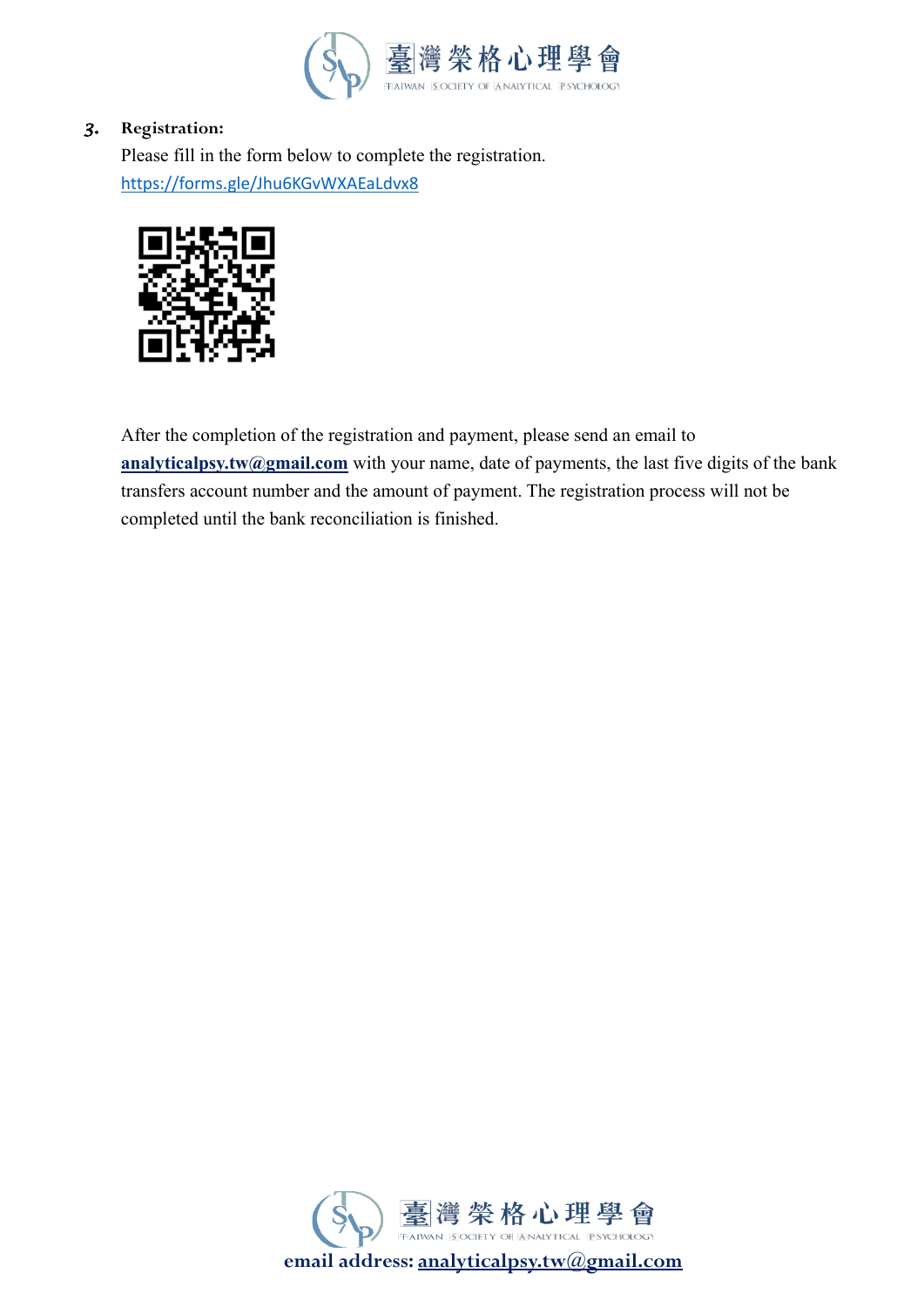3. **Registration:**

Please fill in the form below to complete the registration.
https://forms.gle/Jhu6KGvWXAEaLdvx8

After the completion of the registration and payment, please send an email to **analyticalpsy.tw@gmail.com** with your name, date of payments, the last five digits of the bank transfers account number and the amount of payment. The registration process will not be completed until the bank reconciliation is finished.